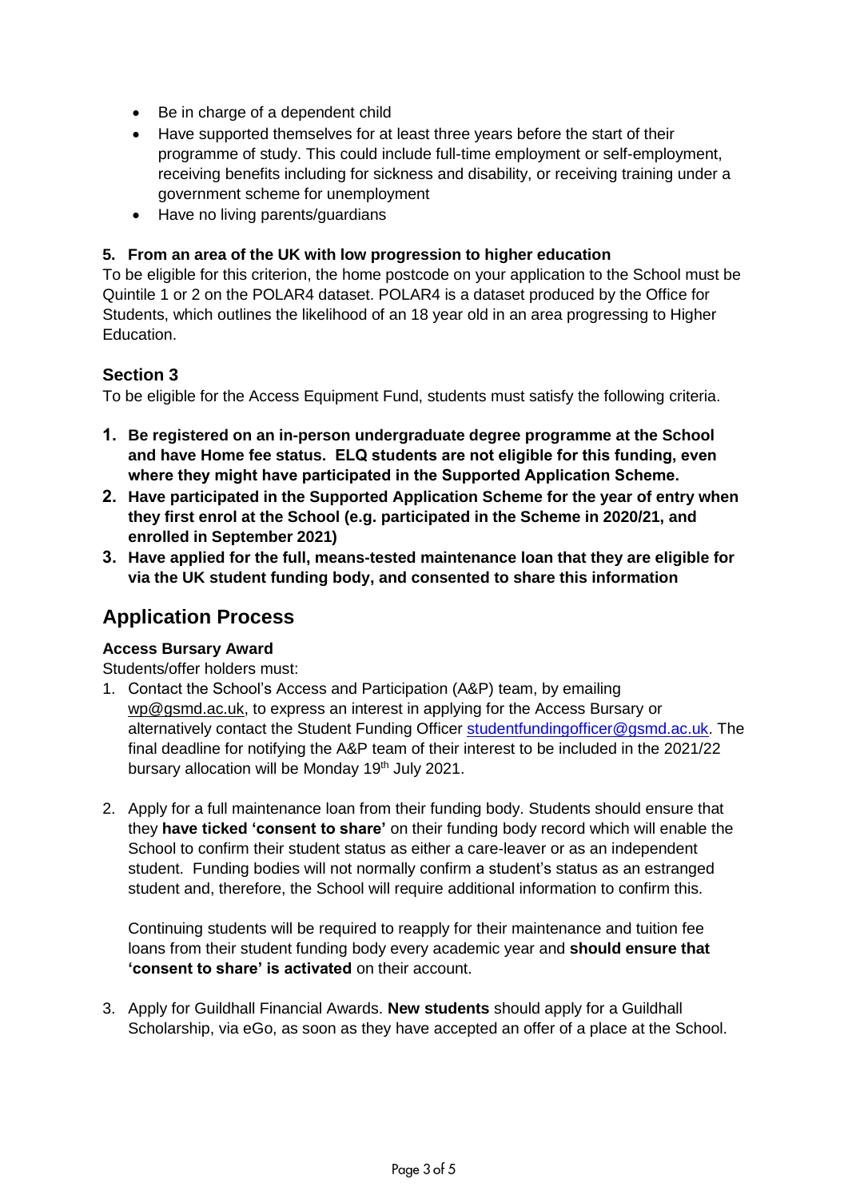- Be in charge of a dependent child
- Have supported themselves for at least three years before the start of their programme of study. This could include full-time employment or self-employment, receiving benefits including for sickness and disability, or receiving training under a government scheme for unemployment
- Have no living parents/guardians

**5. From an area of the UK with low progression to higher education**

To be eligible for this criterion, the home postcode on your application to the School must be Quintile 1 or 2 on the POLAR4 dataset. POLAR4 is a dataset produced by the Office for Students, which outlines the likelihood of an 18 year old in an area progressing to Higher Education.

### Section 3

To be eligible for the Access Equipment Fund, students must satisfy the following criteria.

1. **Be registered on an in-person undergraduate degree programme at the School and have Home fee status. ELQ students are not eligible for this funding, even where they might have participated in the Supported Application Scheme.**
2. **Have participated in the Supported Application Scheme for the year of entry when they first enrol at the School (e.g. participated in the Scheme in 2020/21, and enrolled in September 2021)**
3. **Have applied for the full, means-tested maintenance loan that they are eligible for via the UK student funding body, and consented to share this information**

## Application Process

**Access Bursary Award**

Students/offer holders must:

1. Contact the School's Access and Participation (A&P) team, by emailing wp@gsmd.ac.uk, to express an interest in applying for the Access Bursary or alternatively contact the Student Funding Officer studentfundingofficer@gsmd.ac.uk. The final deadline for notifying the A&P team of their interest to be included in the 2021/22 bursary allocation will be Monday 19th July 2021.

2. Apply for a full maintenance loan from their funding body. Students should ensure that they **have ticked 'consent to share'** on their funding body record which will enable the School to confirm their student status as either a care-leaver or as an independent student. Funding bodies will not normally confirm a student's status as an estranged student and, therefore, the School will require additional information to confirm this.

   Continuing students will be required to reapply for their maintenance and tuition fee loans from their student funding body every academic year and **should ensure that 'consent to share' is activated** on their account.

3. Apply for Guildhall Financial Awards. **New students** should apply for a Guildhall Scholarship, via eGo, as soon as they have accepted an offer of a place at the School.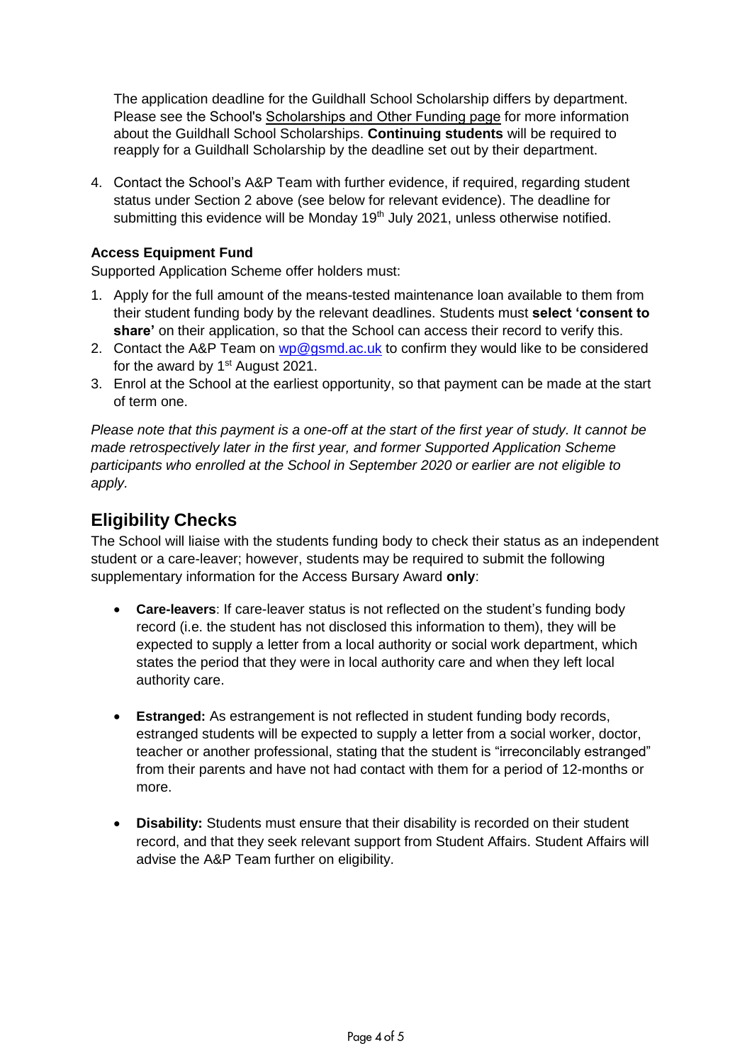The application deadline for the Guildhall School Scholarship differs by department. Please see the School's Scholarships and Other Funding page for more information about the Guildhall School Scholarships. **Continuing students** will be required to reapply for a Guildhall Scholarship by the deadline set out by their department.

4. Contact the School's A&P Team with further evidence, if required, regarding student status under Section 2 above (see below for relevant evidence). The deadline for submitting this evidence will be Monday 19th July 2021, unless otherwise notified.

**Access Equipment Fund**

Supported Application Scheme offer holders must:

1. Apply for the full amount of the means-tested maintenance loan available to them from their student funding body by the relevant deadlines. Students must **select 'consent to share'** on their application, so that the School can access their record to verify this.
2. Contact the A&P Team on wp@gsmd.ac.uk to confirm they would like to be considered for the award by 1st August 2021.
3. Enrol at the School at the earliest opportunity, so that payment can be made at the start of term one.

*Please note that this payment is a one-off at the start of the first year of study. It cannot be made retrospectively later in the first year, and former Supported Application Scheme participants who enrolled at the School in September 2020 or earlier are not eligible to apply.*

## Eligibility Checks

The School will liaise with the students funding body to check their status as an independent student or a care-leaver; however, students may be required to submit the following supplementary information for the Access Bursary Award **only**:

- **Care-leavers**: If care-leaver status is not reflected on the student's funding body record (i.e. the student has not disclosed this information to them), they will be expected to supply a letter from a local authority or social work department, which states the period that they were in local authority care and when they left local authority care.

- **Estranged:** As estrangement is not reflected in student funding body records, estranged students will be expected to supply a letter from a social worker, doctor, teacher or another professional, stating that the student is "irreconcilably estranged" from their parents and have not had contact with them for a period of 12-months or more.

- **Disability:** Students must ensure that their disability is recorded on their student record, and that they seek relevant support from Student Affairs. Student Affairs will advise the A&P Team further on eligibility.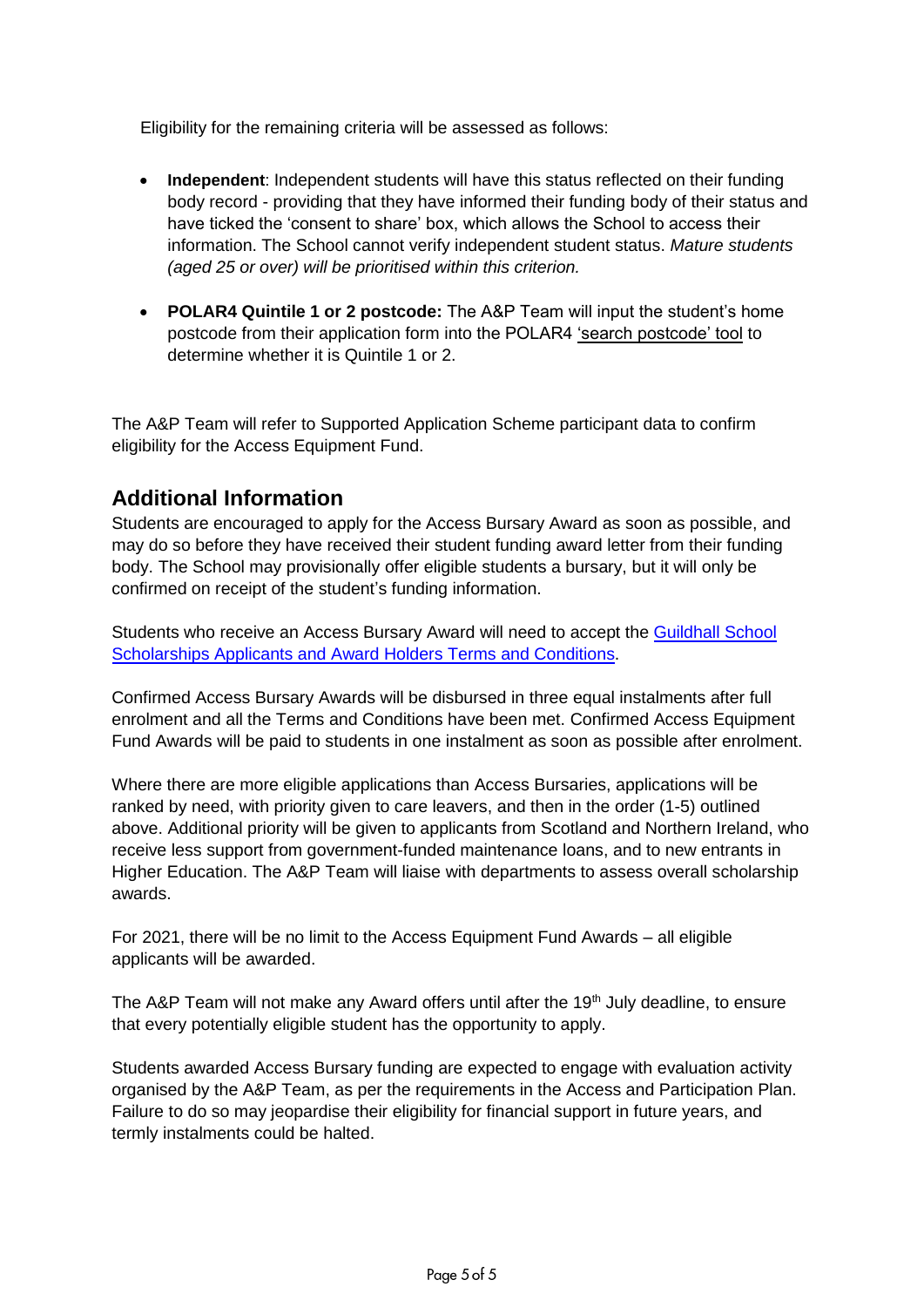Eligibility for the remaining criteria will be assessed as follows:

- **Independent**: Independent students will have this status reflected on their funding body record - providing that they have informed their funding body of their status and have ticked the 'consent to share' box, which allows the School to access their information. The School cannot verify independent student status. *Mature students (aged 25 or over) will be prioritised within this criterion.*

- **POLAR4 Quintile 1 or 2 postcode:** The A&P Team will input the student's home postcode from their application form into the POLAR4 'search postcode' tool to determine whether it is Quintile 1 or 2.

The A&P Team will refer to Supported Application Scheme participant data to confirm eligibility for the Access Equipment Fund.

## Additional Information

Students are encouraged to apply for the Access Bursary Award as soon as possible, and may do so before they have received their student funding award letter from their funding body. The School may provisionally offer eligible students a bursary, but it will only be confirmed on receipt of the student's funding information.

Students who receive an Access Bursary Award will need to accept the Guildhall School Scholarships Applicants and Award Holders Terms and Conditions.

Confirmed Access Bursary Awards will be disbursed in three equal instalments after full enrolment and all the Terms and Conditions have been met. Confirmed Access Equipment Fund Awards will be paid to students in one instalment as soon as possible after enrolment.

Where there are more eligible applications than Access Bursaries, applications will be ranked by need, with priority given to care leavers, and then in the order (1-5) outlined above. Additional priority will be given to applicants from Scotland and Northern Ireland, who receive less support from government-funded maintenance loans, and to new entrants in Higher Education. The A&P Team will liaise with departments to assess overall scholarship awards.

For 2021, there will be no limit to the Access Equipment Fund Awards – all eligible applicants will be awarded.

The A&P Team will not make any Award offers until after the 19th July deadline, to ensure that every potentially eligible student has the opportunity to apply.

Students awarded Access Bursary funding are expected to engage with evaluation activity organised by the A&P Team, as per the requirements in the Access and Participation Plan. Failure to do so may jeopardise their eligibility for financial support in future years, and termly instalments could be halted.